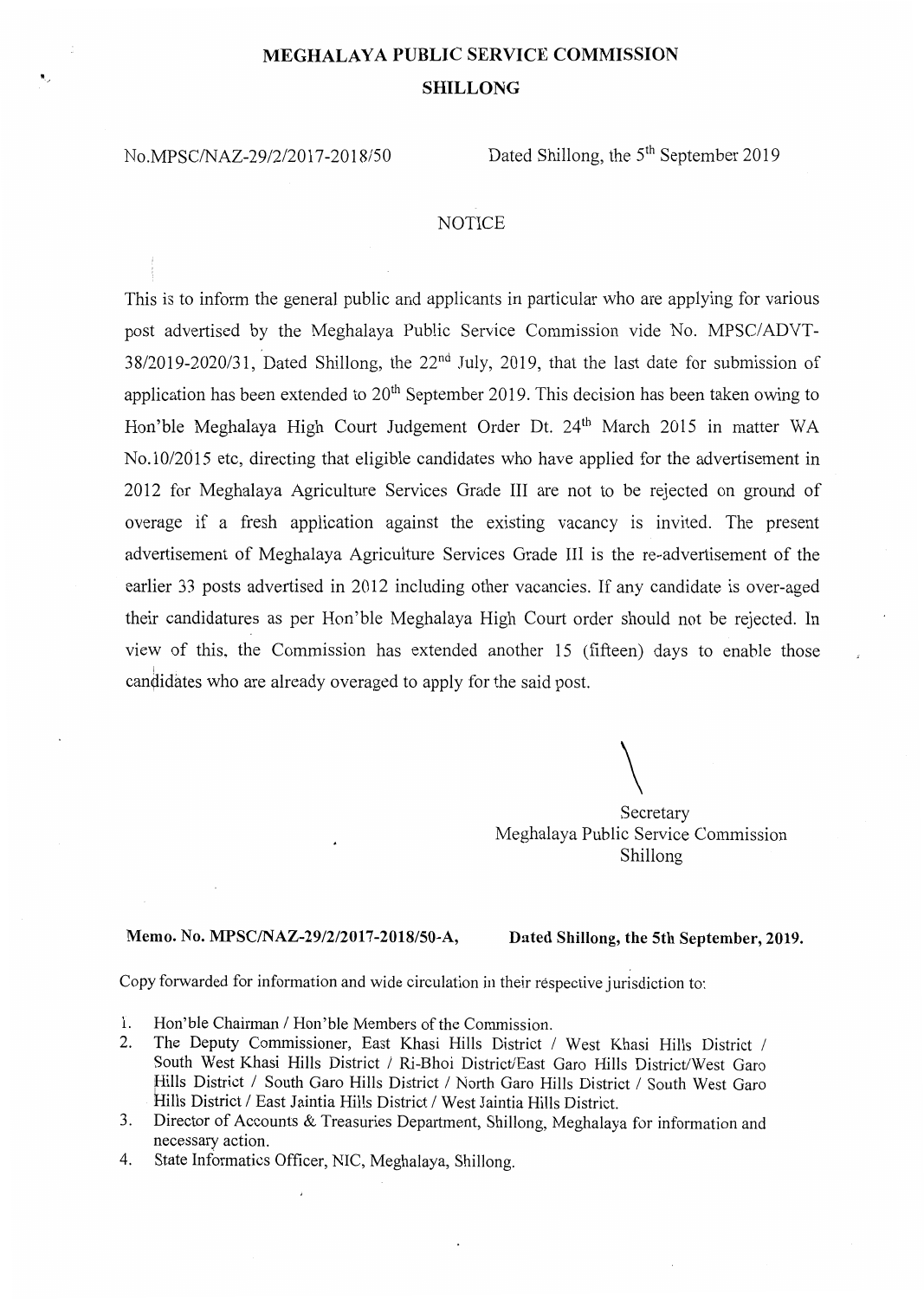# MEGHALAYA PUBLIC SERVICE COMMISSION

## SHILLONG

No.MPSC/NAZ-29/2/2017-2018/50 Dated Shillong, the 5th September 2019

### NOTICE

This is to inform the general public and applicants in particular who are applying for various post advertised by the Meghalaya Public Service Commission vide No. MPSC/ADVT-38/2019-2020/31, Dated Shillong, the 22nd July, 2019, that the last date for submission of application has been extended to 20th September 2019. This decision has been taken owing to Hon'ble Meghalaya High Court Judgement Order Dt. 24th March 2015 in matter WA No.10/2015 etc, directing that eligible candidates who have applied for the advertisement in 2012 for Meghalaya Agriculture Services Grade III are not to be rejected on ground of overage if a fresh application against the existing vacancy is invited. The present advertisement of Meghalaya Agriculture Services Grade III is the re-advertisement of the earlier 33 posts advertised in 2012 including other vacancies. If any candidate is over-aged their candidatures as per Hon'ble Meghalaya High Court order should not be rejected. In view of this, the Commission has extended another 15 (fifteen) days to enable those candidates who are already overaged to apply for the said post.

Secretary
Meghalaya Public Service Commission
Shillong

**Memo. No. MPSC/NAZ-29/2/2017-2018/50-A, Dated Shillong, the 5th September, 2019.**

Copy forwarded for information and wide circulation in their respective jurisdiction to:

1. Hon'ble Chairman / Hon'ble Members of the Commission.
2. The Deputy Commissioner, East Khasi Hills District / West Khasi Hills District / South West Khasi Hills District / Ri-Bhoi District/East Garo Hills District/West Garo Hills District / South Garo Hills District / North Garo Hills District / South West Garo Hills District / East Jaintia Hills District / West Jaintia Hills District.
3. Director of Accounts & Treasuries Department, Shillong, Meghalaya for information and necessary action.
4. State Informatics Officer, NIC, Meghalaya, Shillong.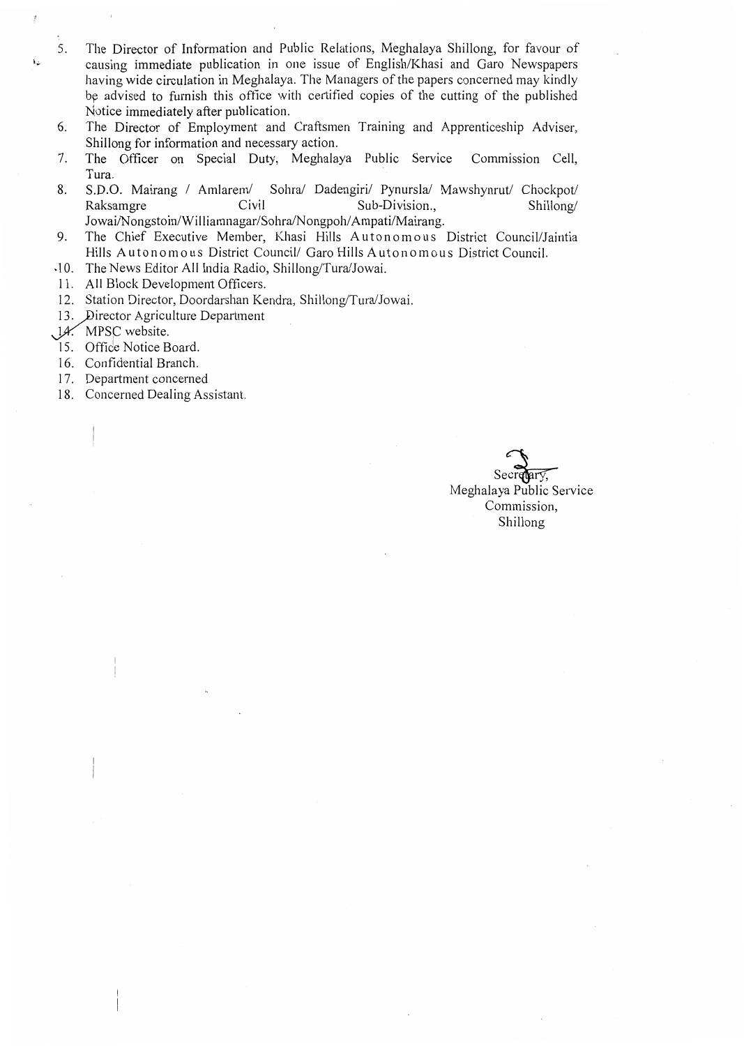5. The Director of Information and Public Relations, Meghalaya Shillong, for favour of causing immediate publication in one issue of English/Khasi and Garo Newspapers having wide circulation in Meghalaya. The Managers of the papers concerned may kindly be advised to furnish this office with certified copies of the cutting of the published Notice immediately after publication.
6. The Director of Employment and Craftsmen Training and Apprenticeship Adviser, Shillong for information and necessary action.
7. The Officer on Special Duty, Meghalaya Public Service Commission Cell, Tura.
8. S.D.O. Mairang / Amlarem/ Sohra/ Dadengiri/ Pynursla/ Mawshynrut/ Chockpot/ Raksamgre Civil Sub-Division., Shillong/ Jowai/Nongstoin/Williamnagar/Sohra/Nongpoh/Ampati/Mairang.
9. The Chief Executive Member, Khasi Hills Autonomous District Council/Jaintia Hills Autonomous District Council/ Garo Hills Autonomous District Council.
10. The News Editor All India Radio, Shillong/Tura/Jowai.
11. All Block Development Officers.
12. Station Director, Doordarshan Kendra, Shillong/Tura/Jowai.
13. Director Agriculture Department
14. MPSC website.
15. Office Notice Board.
16. Confidential Branch.
17. Department concerned
18. Concerned Dealing Assistant.

Secretary,
Meghalaya Public Service Commission,
Shillong